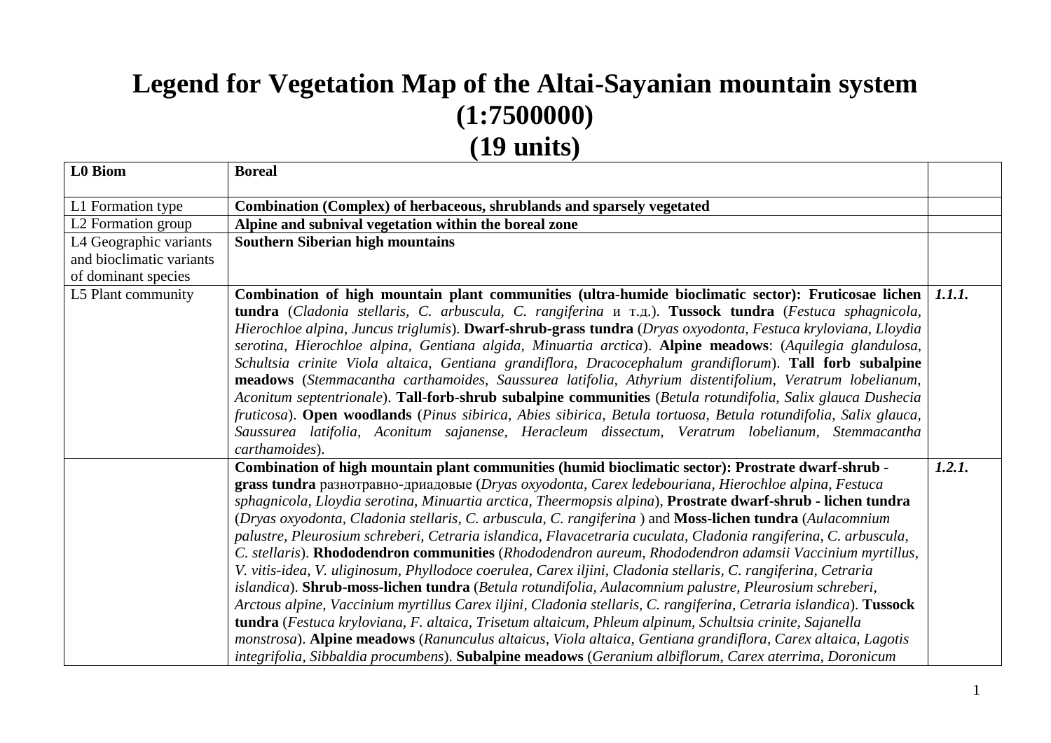# Legend for Vegetation Map of the Altai-Sayanian mountain system (1:7500000) (19 units)

| L0 Biom | Boreal | |
|---|---|---|
| L1 Formation type | **Combination (Complex) of herbaceous, shrublands and sparsely vegetated** | |
| L2 Formation group | **Alpine and subnival vegetation within the boreal zone** | |
| L4 Geographic variants and bioclimatic variants of dominant species | **Southern Siberian high mountains** | |
| L5 Plant community | **Combination of high mountain plant communities (ultra-humide bioclimatic sector): Fruticosae lichen tundra** (*Cladonia stellaris, C. arbuscula, C. rangiferina* и т.д.). **Tussock tundra** (*Festuca sphagnicola, Hierochloe alpina, Juncus triglumis*). **Dwarf-shrub-grass tundra** (*Dryas oxyodonta, Festuca kryloviana, Lloydia serotina, Hierochloe alpina, Gentiana algida, Minuartia arctica*). **Alpine meadows**: (*Aquilegia glandulosa, Schultsia crinite Viola altaica, Gentiana grandiflora, Dracocephalum grandiflorum*). **Tall forb subalpine meadows** (*Stemmacantha carthamoides, Saussurea latifolia, Athyrium distentifolium, Veratrum lobelianum, Aconitum septentrionale*). **Tall-forb-shrub subalpine communities** (*Betula rotundifolia, Salix glauca Dushecia fruticosa*). **Open woodlands** (*Pinus sibirica, Abies sibirica, Betula tortuosa, Betula rotundifolia, Salix glauca, Saussurea latifolia, Aconitum sajanense, Heracleum dissectum, Veratrum lobelianum, Stemmacantha carthamoides*). | *1.1.1.* |
| | **Combination of high mountain plant communities (humid bioclimatic sector): Prostrate dwarf-shrub - grass tundra** разнотравно-дриадовые (*Dryas oxyodonta, Carex ledebouriana, Hierochloe alpina, Festuca sphagnicola, Lloydia serotina, Minuartia arctica, Theermopsis alpina*), **Prostrate dwarf-shrub - lichen tundra** (*Dryas oxyodonta, Cladonia stellaris, C. arbuscula, C. rangiferina* ) and **Moss-lichen tundra** (*Aulacomnium palustre, Pleurosium schreberi, Cetraria islandica, Flavacetraria cuculata, Cladonia rangiferina, C. arbuscula, C. stellaris*). **Rhododendron communities** (*Rhododendron aureum, Rhododendron adamsii Vaccinium myrtillus, V. vitis-idea, V. uliginosum, Phyllodoce coerulea, Carex iljini, Cladonia stellaris, C. rangiferina, Cetraria islandica*). **Shrub-moss-lichen tundra** (*Betula rotundifolia, Aulacomnium palustre, Pleurosium schreberi, Arctous alpine, Vaccinium myrtillus Carex iljini, Cladonia stellaris, C. rangiferina, Cetraria islandica*). **Tussock tundra** (*Festuca kryloviana, F. altaica, Trisetum altaicum, Phleum alpinum, Schultsia crinite, Sajanella monstrosa*). **Alpine meadows** (*Ranunculus altaicus, Viola altaica, Gentiana grandiflora, Carex altaica, Lagotis integrifolia, Sibbaldia procumbens*). **Subalpine meadows** (*Geranium albiflorum, Carex aterrima, Doronicum* | *1.2.1.* |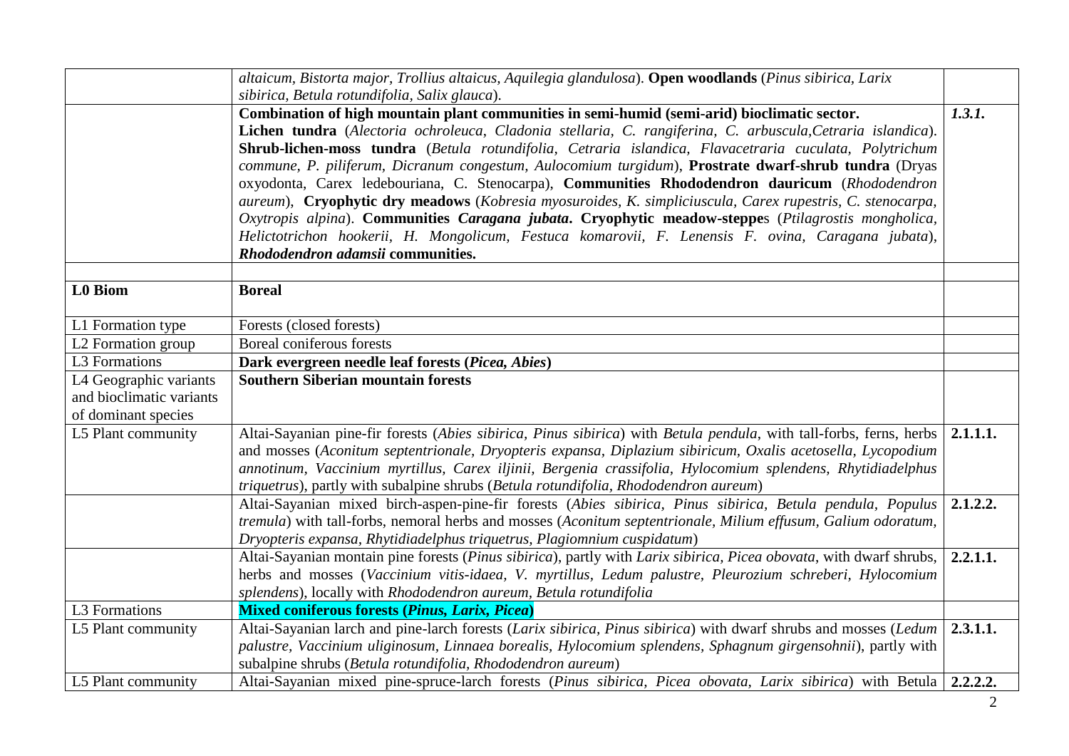| | | |
|---|---|---|
| | *altaicum, Bistorta major, Trollius altaicus, Aquilegia glandulosa*). **Open woodlands** (*Pinus sibirica, Larix sibirica, Betula rotundifolia, Salix glauca*). | |
| | **Combination of high mountain plant communities in semi-humid (semi-arid) bioclimatic sector.** **Lichen tundra** (*Alectoria ochroleuca, Cladonia stellaria, C. rangiferina, C. arbuscula,Cetraria islandica*). **Shrub-lichen-moss tundra** (*Betula rotundifolia, Cetraria islandica, Flavacetraria cuculata, Polytrichum commune, P. piliferum, Dicranum congestum, Aulocomium turgidum*), **Prostrate dwarf-shrub tundra** (Dryas oxyodonta, Carex ledebouriana, C. Stenocarpa), **Communities Rhododendron dauricum** (*Rhododendron aureum*), **Cryophytic dry meadows** (*Kobresia myosuroides, K. simpliciuscula, Carex rupestris, C. stenocarpa, Oxytropis alpina*). **Communities *Caragana jubata*. Cryophytic meadow-steppe**s (*Ptilagrostis mongholica, Helictotrichon hookerii, H. Mongolicum, Festuca komarovii, F. Lenensis F. ovina, Caragana jubata*), ***Rhododendron adamsii* communities.** | *1.3.1.* |
| | | |
| **L0 Biom** | **Boreal** | |
| L1 Formation type | Forests (closed forests) | |
| L2 Formation group | Boreal coniferous forests | |
| L3 Formations | **Dark evergreen needle leaf forests (*Picea, Abies*)** | |
| L4 Geographic variants and bioclimatic variants of dominant species | **Southern Siberian mountain forests** | |
| L5 Plant community | Altai-Sayanian pine-fir forests (*Abies sibirica, Pinus sibirica*) with *Betula pendula*, with tall-forbs, ferns, herbs and mosses (*Aconitum septentrionale, Dryopteris expansa, Diplazium sibiricum, Oxalis acetosella, Lycopodium annotinum, Vaccinium myrtillus, Carex iljinii, Bergenia crassifolia, Hylocomium splendens, Rhytidiadelphus triquetrus*), partly with subalpine shrubs (*Betula rotundifolia, Rhododendron aureum*) | **2.1.1.1.** |
| | Altai-Sayanian mixed birch-aspen-pine-fir forests (*Abies sibirica, Pinus sibirica, Betula pendula, Populus tremula*) with tall-forbs, nemoral herbs and mosses (*Aconitum septentrionale, Milium effusum, Galium odoratum, Dryopteris expansa, Rhytidiadelphus triquetrus, Plagiomnium cuspidatum*) | **2.1.2.2.** |
| | Altai-Sayanian montain pine forests (*Pinus sibirica*), partly with *Larix sibirica, Picea obovata*, with dwarf shrubs, herbs and mosses (*Vaccinium vitis-idaea, V. myrtillus, Ledum palustre, Pleurozium schreberi, Hylocomium splendens*), locally with *Rhododendron aureum, Betula rotundifolia* | **2.2.1.1.** |
| L3 Formations | **Mixed coniferous forests (*Pinus, Larix, Picea*)** | |
| L5 Plant community | Altai-Sayanian larch and pine-larch forests (*Larix sibirica, Pinus sibirica*) with dwarf shrubs and mosses (*Ledum palustre, Vaccinium uliginosum, Linnaea borealis, Hylocomium splendens, Sphagnum girgensohnii*), partly with subalpine shrubs (*Betula rotundifolia, Rhododendron aureum*) | **2.3.1.1.** |
| L5 Plant community | Altai-Sayanian mixed pine-spruce-larch forests (*Pinus sibirica, Picea obovata, Larix sibirica*) with Betula | **2.2.2.2.** |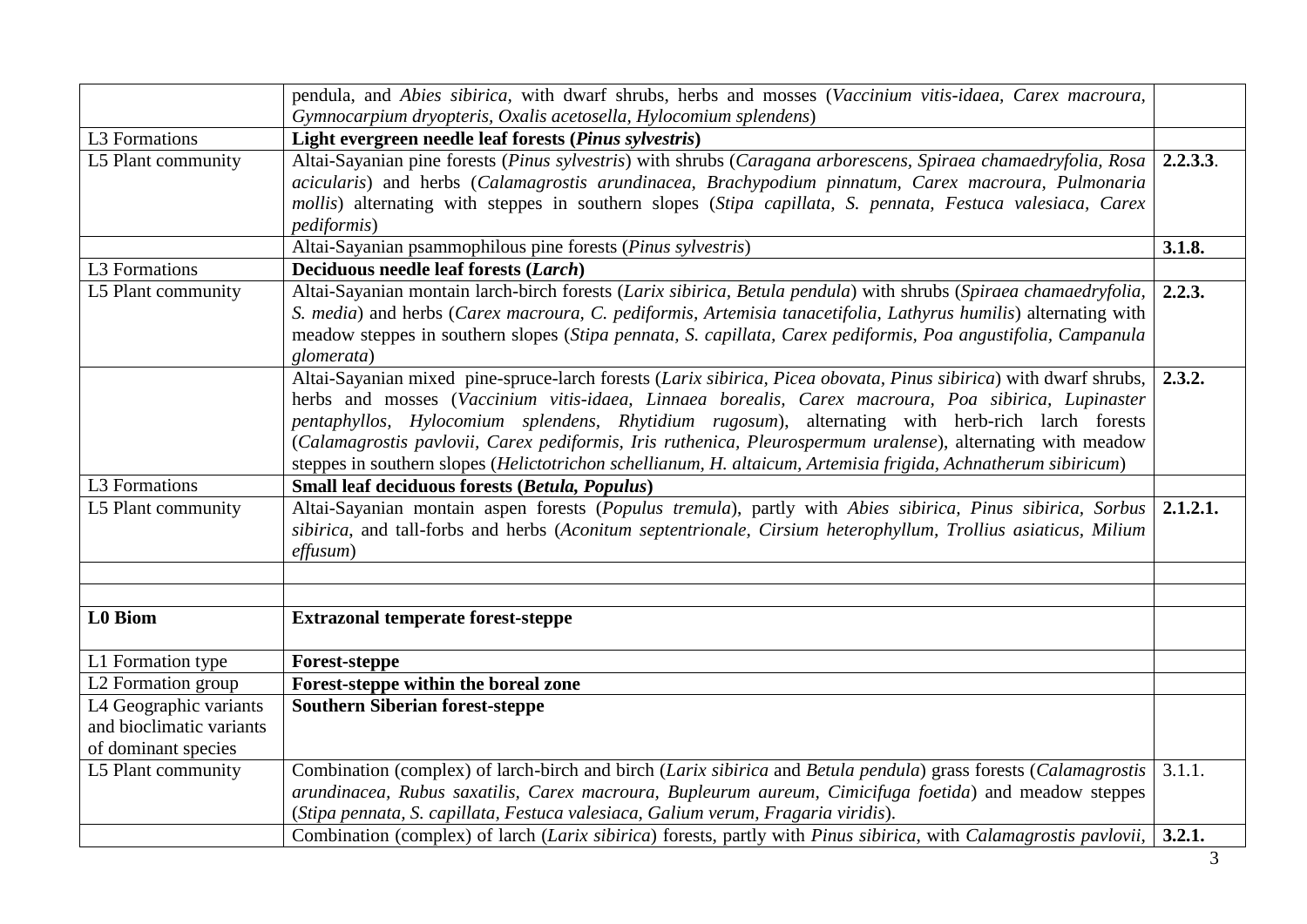| | | |
|---|---|---|
| | pendula, and *Abies sibirica*, with dwarf shrubs, herbs and mosses (*Vaccinium vitis-idaea, Carex macroura, Gymnocarpium dryopteris, Oxalis acetosella, Hylocomium splendens*) | |
| L3 Formations | **Light evergreen needle leaf forests (*Pinus sylvestris*)** | |
| L5 Plant community | Altai-Sayanian pine forests (*Pinus sylvestris*) with shrubs (*Caragana arborescens, Spiraea chamaedryfolia, Rosa acicularis*) and herbs (*Calamagrostis arundinacea, Brachypodium pinnatum, Carex macroura, Pulmonaria mollis*) alternating with steppes in southern slopes (*Stipa capillata, S. pennata, Festuca valesiaca, Carex pediformis*) | **2.2.3.3**. |
| | Altai-Sayanian psammophilous pine forests (*Pinus sylvestris*) | **3.1.8.** |
| L3 Formations | **Deciduous needle leaf forests (*Larch*)** | |
| L5 Plant community | Altai-Sayanian montain larch-birch forests (*Larix sibirica, Betula pendula*) with shrubs (*Spiraea chamaedryfolia, S. media*) and herbs (*Carex macroura, C. pediformis, Artemisia tanacetifolia, Lathyrus humilis*) alternating with meadow steppes in southern slopes (*Stipa pennata, S. capillata, Carex pediformis, Poa angustifolia, Campanula glomerata*) | **2.2.3.** |
| | Altai-Sayanian mixed pine-spruce-larch forests (*Larix sibirica, Picea obovata, Pinus sibirica*) with dwarf shrubs, herbs and mosses (*Vaccinium vitis-idaea, Linnaea borealis, Carex macroura, Poa sibirica, Lupinaster pentaphyllos, Hylocomium splendens, Rhytidium rugosum*), alternating with herb-rich larch forests (*Calamagrostis pavlovii, Carex pediformis, Iris ruthenica, Pleurospermum uralense*), alternating with meadow steppes in southern slopes (*Helictotrichon schellianum, H. altaicum, Artemisia frigida, Achnatherum sibiricum*) | **2.3.2.** |
| L3 Formations | **Small leaf deciduous forests (*Betula, Populus*)** | |
| L5 Plant community | Altai-Sayanian montain aspen forests (*Populus tremula*), partly with *Abies sibirica, Pinus sibirica, Sorbus sibirica*, and tall-forbs and herbs (*Aconitum septentrionale, Cirsium heterophyllum, Trollius asiaticus, Milium effusum*) | **2.1.2.1.** |
| | | |
| | | |
| **L0 Biom** | **Extrazonal temperate forest-steppe** | |
| L1 Formation type | **Forest-steppe** | |
| L2 Formation group | **Forest-steppe within the boreal zone** | |
| L4 Geographic variants and bioclimatic variants of dominant species | **Southern Siberian forest-steppe** | |
| L5 Plant community | Combination (complex) of larch-birch and birch (*Larix sibirica* and *Betula pendula*) grass forests (*Calamagrostis arundinacea, Rubus saxatilis, Carex macroura, Bupleurum aureum, Cimicifuga foetida*) and meadow steppes (*Stipa pennata, S. capillata, Festuca valesiaca, Galium verum, Fragaria viridis*). | 3.1.1. |
| | Combination (complex) of larch (*Larix sibirica*) forests, partly with *Pinus sibirica*, with *Calamagrostis pavlovii*, | **3.2.1.** |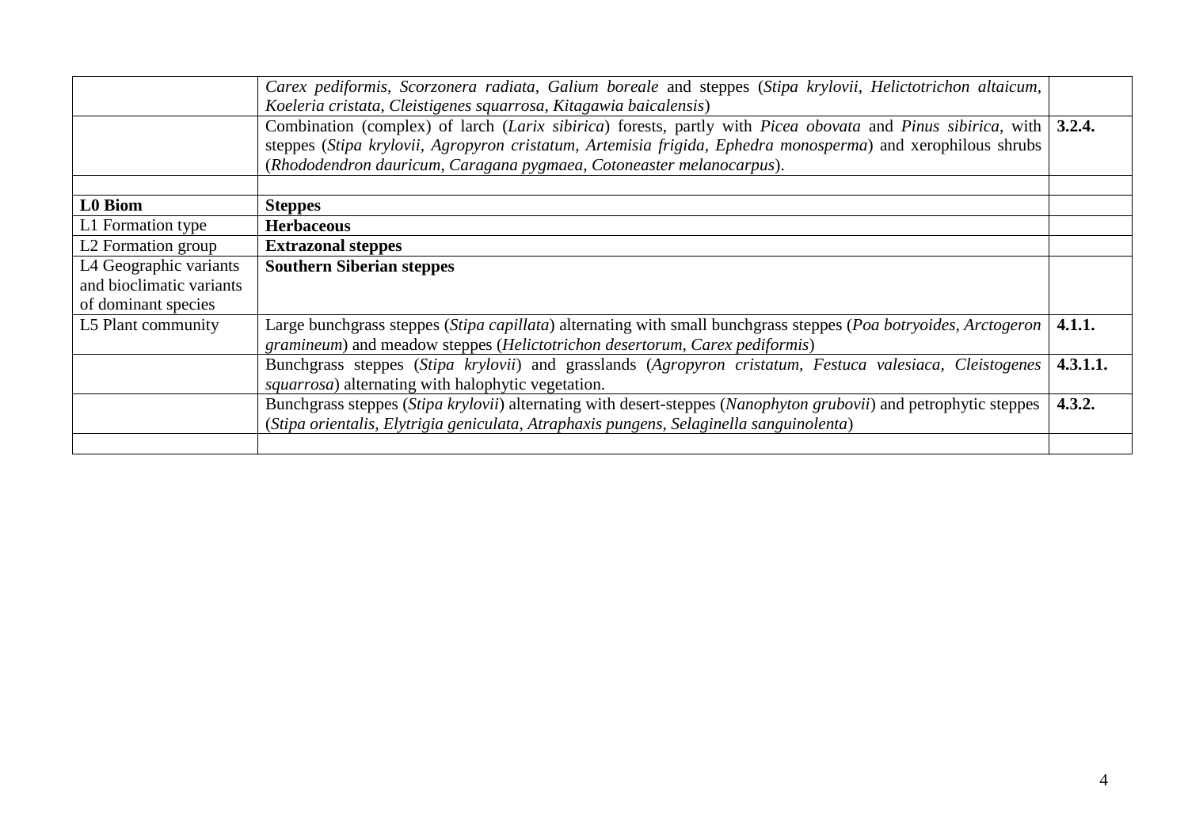| | | |
|---|---|---|
| | *Carex pediformis*, *Scorzonera radiata*, *Galium boreale* and steppes (*Stipa krylovii*, *Helictotrichon altaicum*, *Koeleria cristata*, *Cleistigenes squarrosa*, *Kitagawia baicalensis*) | |
| | Combination (complex) of larch (*Larix sibirica*) forests, partly with *Picea obovata* and *Pinus sibirica*, with steppes (*Stipa krylovii*, *Agropyron cristatum*, *Artemisia frigida*, *Ephedra monosperma*) and xerophilous shrubs (*Rhododendron dauricum*, *Caragana pygmaea*, *Cotoneaster melanocarpus*). | **3.2.4.** |
| | | |
| **L0 Biom** | **Steppes** | |
| L1 Formation type | **Herbaceous** | |
| L2 Formation group | **Extrazonal steppes** | |
| L4 Geographic variants and bioclimatic variants of dominant species | **Southern Siberian steppes** | |
| L5 Plant community | Large bunchgrass steppes (*Stipa capillata*) alternating with small bunchgrass steppes (*Poa botryoides*, *Arctogeron gramineum*) and meadow steppes (*Helictotrichon desertorum*, *Carex pediformis*) | **4.1.1.** |
| | Bunchgrass steppes (*Stipa krylovii*) and grasslands (*Agropyron cristatum*, *Festuca valesiaca*, *Cleistogenes squarrosa*) alternating with halophytic vegetation. | **4.3.1.1.** |
| | Bunchgrass steppes (*Stipa krylovii*) alternating with desert-steppes (*Nanophyton grubovii*) and petrophytic steppes (*Stipa orientalis*, *Elytrigia geniculata*, *Atraphaxis pungens*, *Selaginella sanguinolenta*) | **4.3.2.** |
| | | |